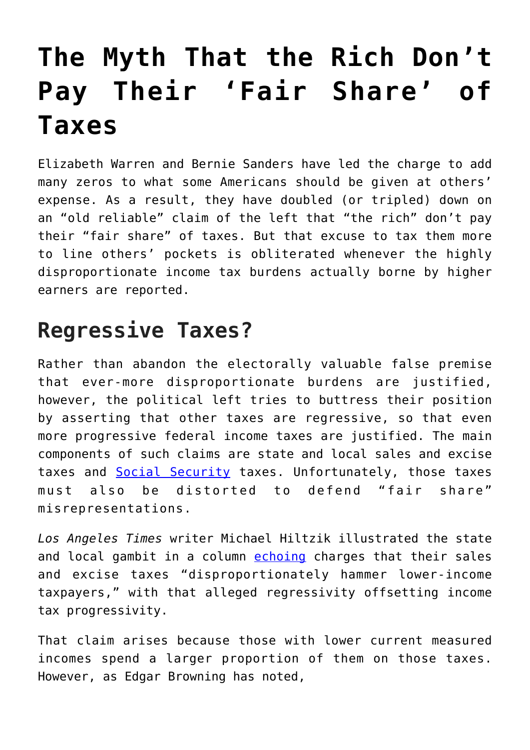# The Myth That the Rich Don't Pay Their 'Fair Share' of Taxes

Elizabeth Warren and Bernie Sanders have led the charge to add many zeros to what some Americans should be given at others' expense. As a result, they have doubled (or tripled) down on an "old reliable" claim of the left that "the rich" don't pay their "fair share" of taxes. But that excuse to tax them more to line others' pockets is obliterated whenever the highly disproportionate income tax burdens actually borne by higher earners are reported.

## Regressive Taxes?

Rather than abandon the electorally valuable false premise that ever-more disproportionate burdens are justified, however, the political left tries to buttress their position by asserting that other taxes are regressive, so that even more progressive federal income taxes are justified. The main components of such claims are state and local sales and excise taxes and Social Security taxes. Unfortunately, those taxes must also be distorted to defend "fair share" misrepresentations.

*Los Angeles Times* writer Michael Hiltzik illustrated the state and local gambit in a column echoing charges that their sales and excise taxes "disproportionately hammer lower-income taxpayers," with that alleged regressivity offsetting income tax progressivity.

That claim arises because those with lower current measured incomes spend a larger proportion of them on those taxes. However, as Edgar Browning has noted,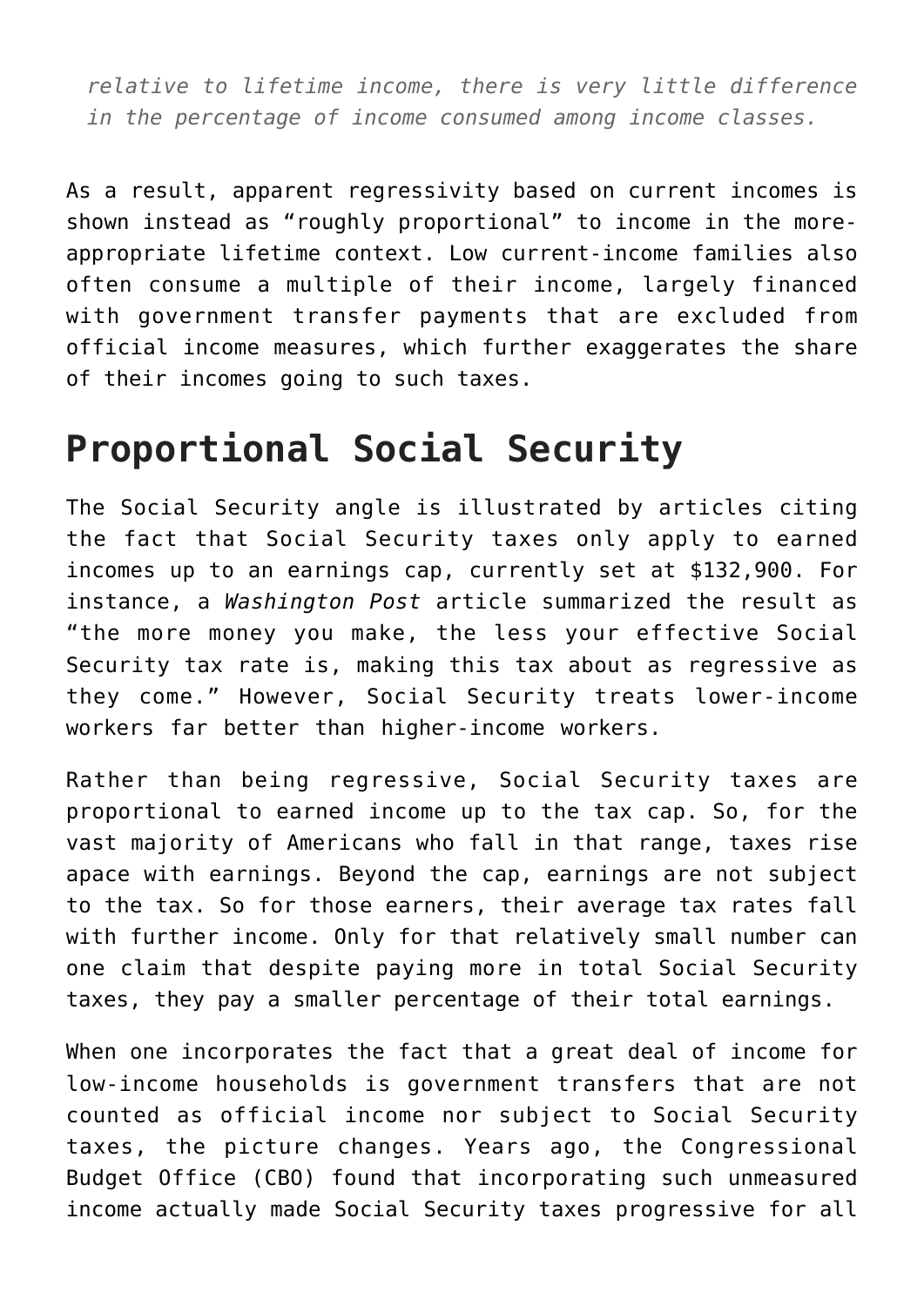*relative to lifetime income, there is very little difference in the percentage of income consumed among income classes.*

As a result, apparent regressivity based on current incomes is shown instead as "roughly proportional" to income in the more-appropriate lifetime context. Low current-income families also often consume a multiple of their income, largely financed with government transfer payments that are excluded from official income measures, which further exaggerates the share of their incomes going to such taxes.

## Proportional Social Security

The Social Security angle is illustrated by articles citing the fact that Social Security taxes only apply to earned incomes up to an earnings cap, currently set at $132,900. For instance, a *Washington Post* article summarized the result as "the more money you make, the less your effective Social Security tax rate is, making this tax about as regressive as they come." However, Social Security treats lower-income workers far better than higher-income workers.

Rather than being regressive, Social Security taxes are proportional to earned income up to the tax cap. So, for the vast majority of Americans who fall in that range, taxes rise apace with earnings. Beyond the cap, earnings are not subject to the tax. So for those earners, their average tax rates fall with further income. Only for that relatively small number can one claim that despite paying more in total Social Security taxes, they pay a smaller percentage of their total earnings.

When one incorporates the fact that a great deal of income for low-income households is government transfers that are not counted as official income nor subject to Social Security taxes, the picture changes. Years ago, the Congressional Budget Office (CBO) found that incorporating such unmeasured income actually made Social Security taxes progressive for all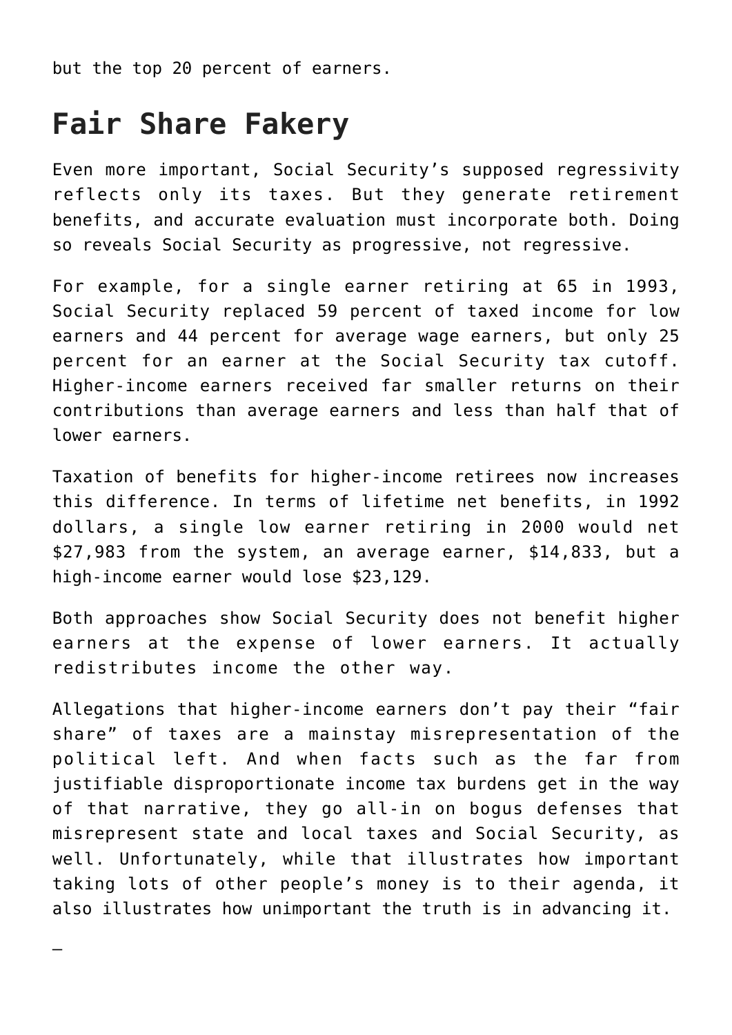but the top 20 percent of earners.

## Fair Share Fakery

Even more important, Social Security's supposed regressivity reflects only its taxes. But they generate retirement benefits, and accurate evaluation must incorporate both. Doing so reveals Social Security as progressive, not regressive.

For example, for a single earner retiring at 65 in 1993, Social Security replaced 59 percent of taxed income for low earners and 44 percent for average wage earners, but only 25 percent for an earner at the Social Security tax cutoff. Higher-income earners received far smaller returns on their contributions than average earners and less than half that of lower earners.

Taxation of benefits for higher-income retirees now increases this difference. In terms of lifetime net benefits, in 1992 dollars, a single low earner retiring in 2000 would net $27,983 from the system, an average earner, $14,833, but a high-income earner would lose $23,129.

Both approaches show Social Security does not benefit higher earners at the expense of lower earners. It actually redistributes income the other way.

Allegations that higher-income earners don't pay their "fair share" of taxes are a mainstay misrepresentation of the political left. And when facts such as the far from justifiable disproportionate income tax burdens get in the way of that narrative, they go all-in on bogus defenses that misrepresent state and local taxes and Social Security, as well. Unfortunately, while that illustrates how important taking lots of other people's money is to their agenda, it also illustrates how unimportant the truth is in advancing it.

—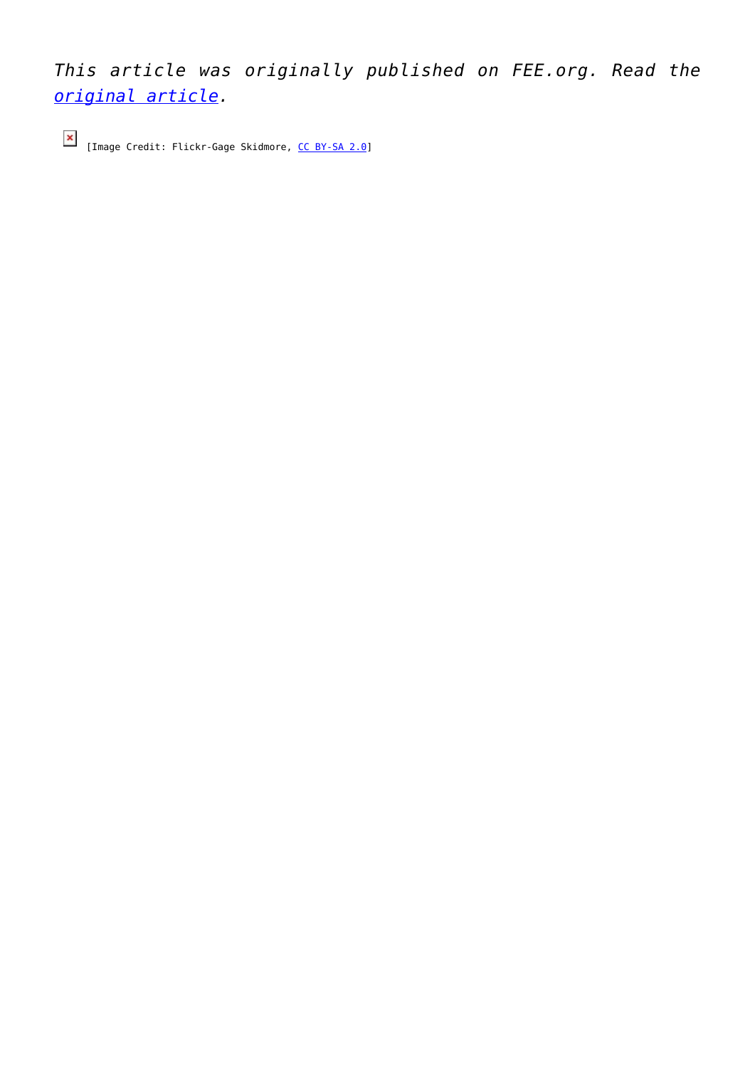*This article was originally published on FEE.org. Read the [original article](#).*

[Image Credit: Flickr-Gage Skidmore, [CC BY-SA 2.0](#)]